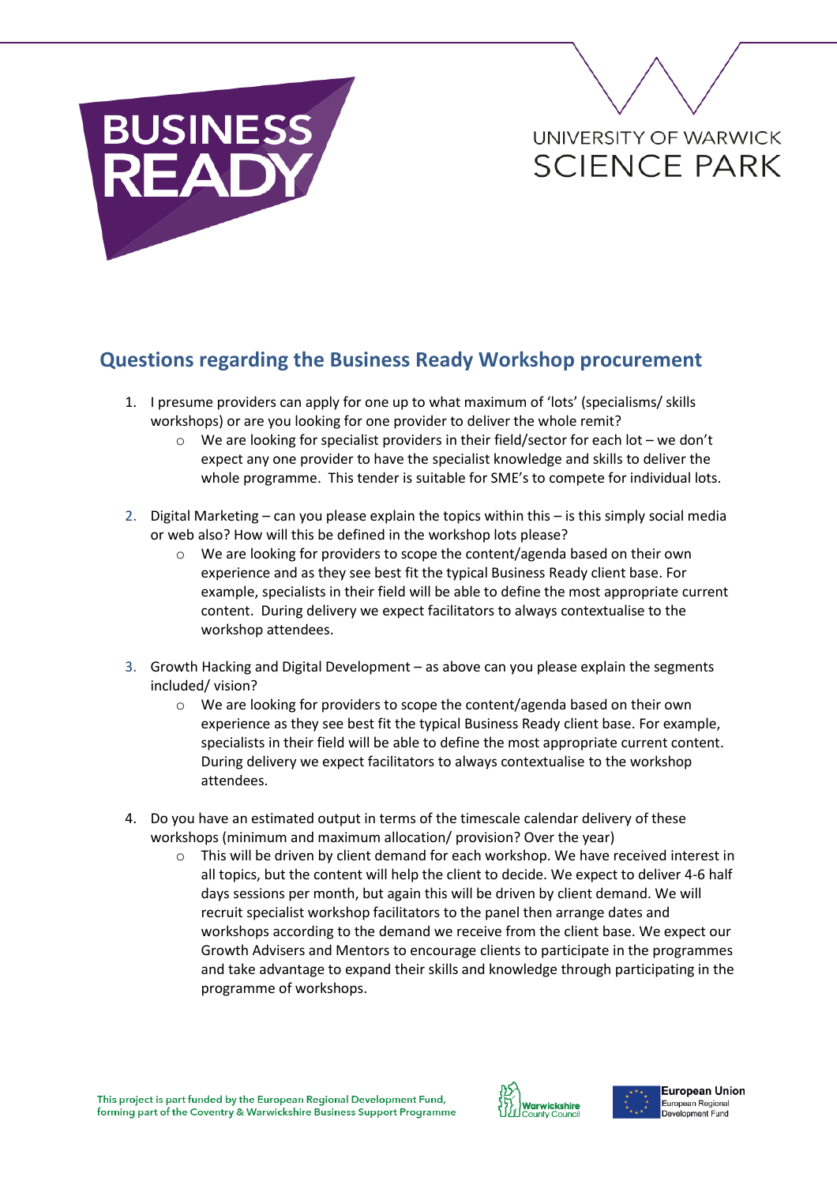## Questions regarding the Business Ready Workshop procurement

1. I presume providers can apply for one up to what maximum of 'lots' (specialisms/ skills workshops) or are you looking for one provider to deliver the whole remit?
   - We are looking for specialist providers in their field/sector for each lot – we don't expect any one provider to have the specialist knowledge and skills to deliver the whole programme. This tender is suitable for SME's to compete for individual lots.

2. Digital Marketing – can you please explain the topics within this – is this simply social media or web also? How will this be defined in the workshop lots please?
   - We are looking for providers to scope the content/agenda based on their own experience and as they see best fit the typical Business Ready client base. For example, specialists in their field will be able to define the most appropriate current content. During delivery we expect facilitators to always contextualise to the workshop attendees.

3. Growth Hacking and Digital Development – as above can you please explain the segments included/ vision?
   - We are looking for providers to scope the content/agenda based on their own experience as they see best fit the typical Business Ready client base. For example, specialists in their field will be able to define the most appropriate current content. During delivery we expect facilitators to always contextualise to the workshop attendees.

4. Do you have an estimated output in terms of the timescale calendar delivery of these workshops (minimum and maximum allocation/ provision? Over the year)
   - This will be driven by client demand for each workshop. We have received interest in all topics, but the content will help the client to decide. We expect to deliver 4-6 half days sessions per month, but again this will be driven by client demand. We will recruit specialist workshop facilitators to the panel then arrange dates and workshops according to the demand we receive from the client base. We expect our Growth Advisers and Mentors to encourage clients to participate in the programmes and take advantage to expand their skills and knowledge through participating in the programme of workshops.

This project is part funded by the European Regional Development Fund, forming part of the Coventry & Warwickshire Business Support Programme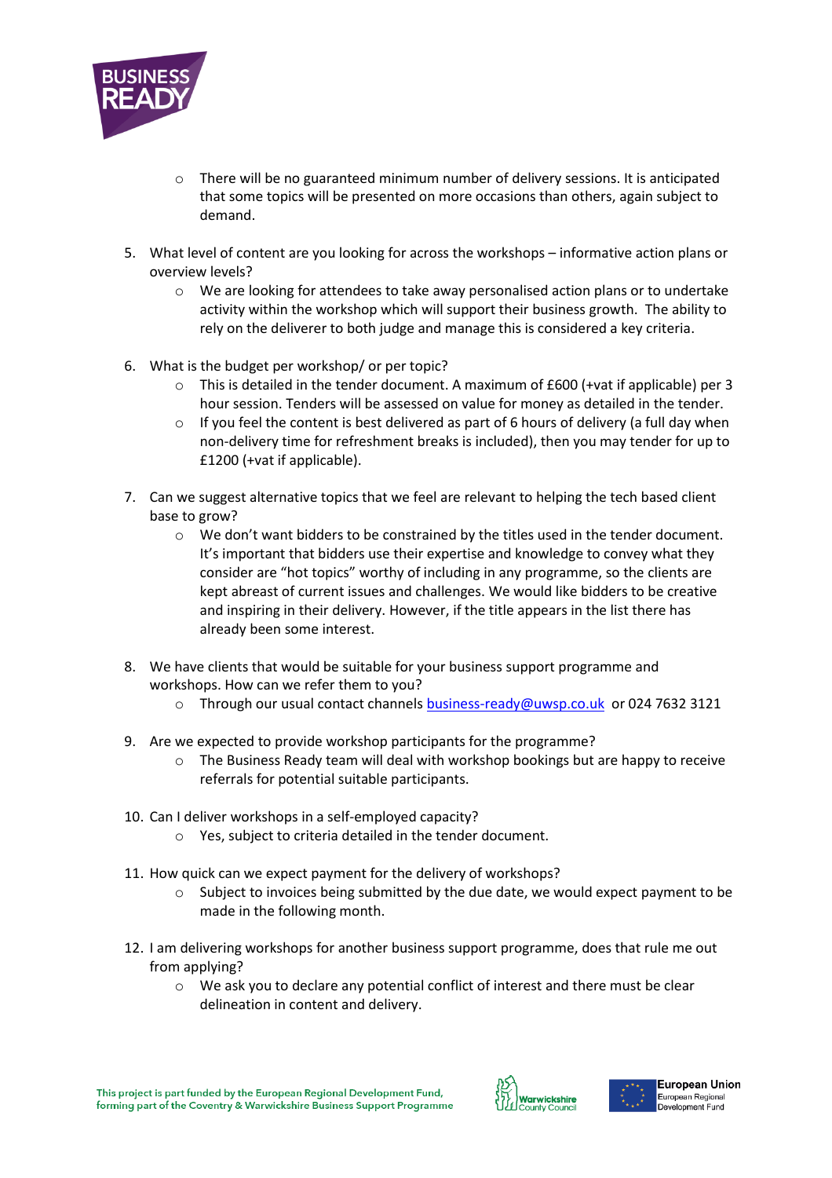- There will be no guaranteed minimum number of delivery sessions. It is anticipated that some topics will be presented on more occasions than others, again subject to demand.

5. What level of content are you looking for across the workshops – informative action plans or overview levels?
   - We are looking for attendees to take away personalised action plans or to undertake activity within the workshop which will support their business growth. The ability to rely on the deliverer to both judge and manage this is considered a key criteria.

6. What is the budget per workshop/ or per topic?
   - This is detailed in the tender document. A maximum of £600 (+vat if applicable) per 3 hour session. Tenders will be assessed on value for money as detailed in the tender.
   - If you feel the content is best delivered as part of 6 hours of delivery (a full day when non-delivery time for refreshment breaks is included), then you may tender for up to £1200 (+vat if applicable).

7. Can we suggest alternative topics that we feel are relevant to helping the tech based client base to grow?
   - We don't want bidders to be constrained by the titles used in the tender document. It's important that bidders use their expertise and knowledge to convey what they consider are "hot topics" worthy of including in any programme, so the clients are kept abreast of current issues and challenges. We would like bidders to be creative and inspiring in their delivery. However, if the title appears in the list there has already been some interest.

8. We have clients that would be suitable for your business support programme and workshops. How can we refer them to you?
   - Through our usual contact channels business-ready@uwsp.co.uk or 024 7632 3121

9. Are we expected to provide workshop participants for the programme?
   - The Business Ready team will deal with workshop bookings but are happy to receive referrals for potential suitable participants.

10. Can I deliver workshops in a self-employed capacity?
    - Yes, subject to criteria detailed in the tender document.

11. How quick can we expect payment for the delivery of workshops?
    - Subject to invoices being submitted by the due date, we would expect payment to be made in the following month.

12. I am delivering workshops for another business support programme, does that rule me out from applying?
    - We ask you to declare any potential conflict of interest and there must be clear delineation in content and delivery.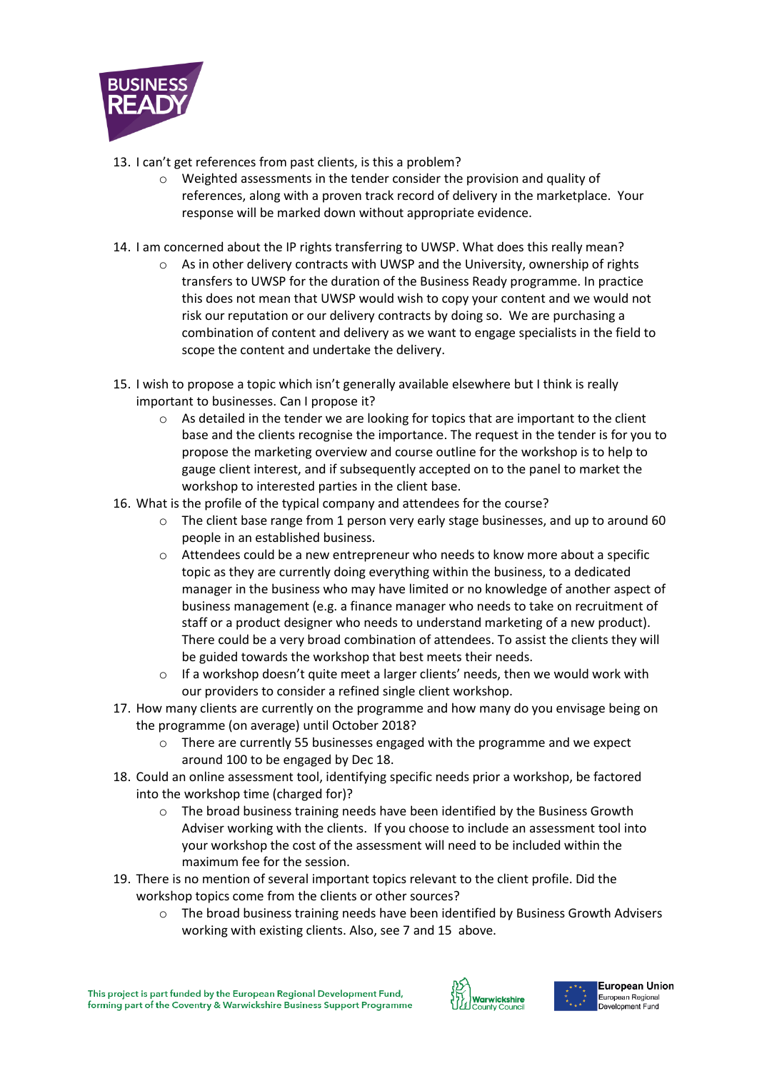13. I can't get references from past clients, is this a problem?
    - Weighted assessments in the tender consider the provision and quality of references, along with a proven track record of delivery in the marketplace. Your response will be marked down without appropriate evidence.

14. I am concerned about the IP rights transferring to UWSP. What does this really mean?
    - As in other delivery contracts with UWSP and the University, ownership of rights transfers to UWSP for the duration of the Business Ready programme. In practice this does not mean that UWSP would wish to copy your content and we would not risk our reputation or our delivery contracts by doing so. We are purchasing a combination of content and delivery as we want to engage specialists in the field to scope the content and undertake the delivery.

15. I wish to propose a topic which isn't generally available elsewhere but I think is really important to businesses. Can I propose it?
    - As detailed in the tender we are looking for topics that are important to the client base and the clients recognise the importance. The request in the tender is for you to propose the marketing overview and course outline for the workshop is to help to gauge client interest, and if subsequently accepted on to the panel to market the workshop to interested parties in the client base.
16. What is the profile of the typical company and attendees for the course?
    - The client base range from 1 person very early stage businesses, and up to around 60 people in an established business.
    - Attendees could be a new entrepreneur who needs to know more about a specific topic as they are currently doing everything within the business, to a dedicated manager in the business who may have limited or no knowledge of another aspect of business management (e.g. a finance manager who needs to take on recruitment of staff or a product designer who needs to understand marketing of a new product). There could be a very broad combination of attendees. To assist the clients they will be guided towards the workshop that best meets their needs.
    - If a workshop doesn't quite meet a larger clients' needs, then we would work with our providers to consider a refined single client workshop.
17. How many clients are currently on the programme and how many do you envisage being on the programme (on average) until October 2018?
    - There are currently 55 businesses engaged with the programme and we expect around 100 to be engaged by Dec 18.
18. Could an online assessment tool, identifying specific needs prior a workshop, be factored into the workshop time (charged for)?
    - The broad business training needs have been identified by the Business Growth Adviser working with the clients. If you choose to include an assessment tool into your workshop the cost of the assessment will need to be included within the maximum fee for the session.
19. There is no mention of several important topics relevant to the client profile. Did the workshop topics come from the clients or other sources?
    - The broad business training needs have been identified by Business Growth Advisers working with existing clients. Also, see 7 and 15 above.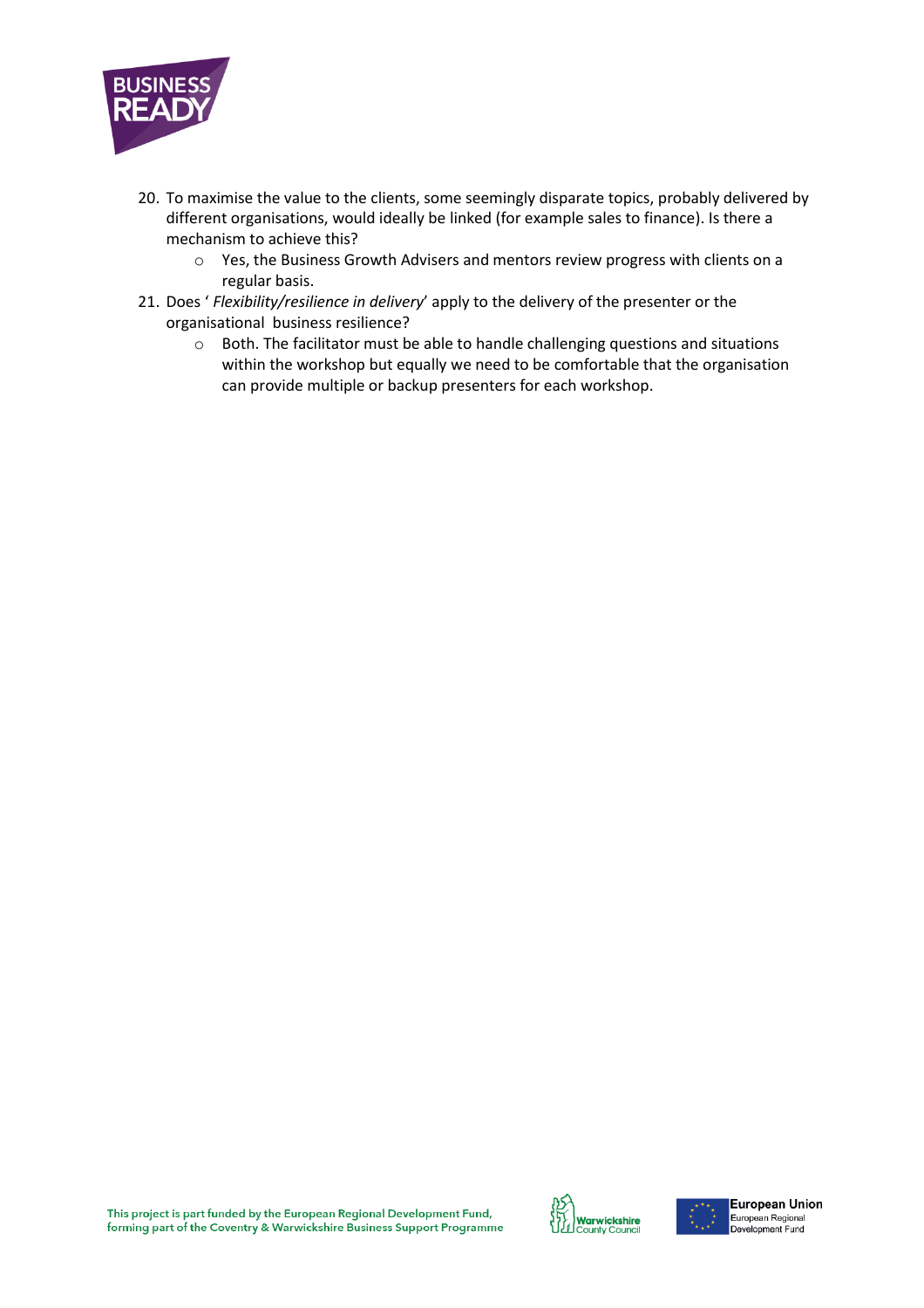20. To maximise the value to the clients, some seemingly disparate topics, probably delivered by different organisations, would ideally be linked (for example sales to finance). Is there a mechanism to achieve this?
    - Yes, the Business Growth Advisers and mentors review progress with clients on a regular basis.
21. Does ' *Flexibility/resilience in delivery*' apply to the delivery of the presenter or the organisational business resilience?
    - Both. The facilitator must be able to handle challenging questions and situations within the workshop but equally we need to be comfortable that the organisation can provide multiple or backup presenters for each workshop.